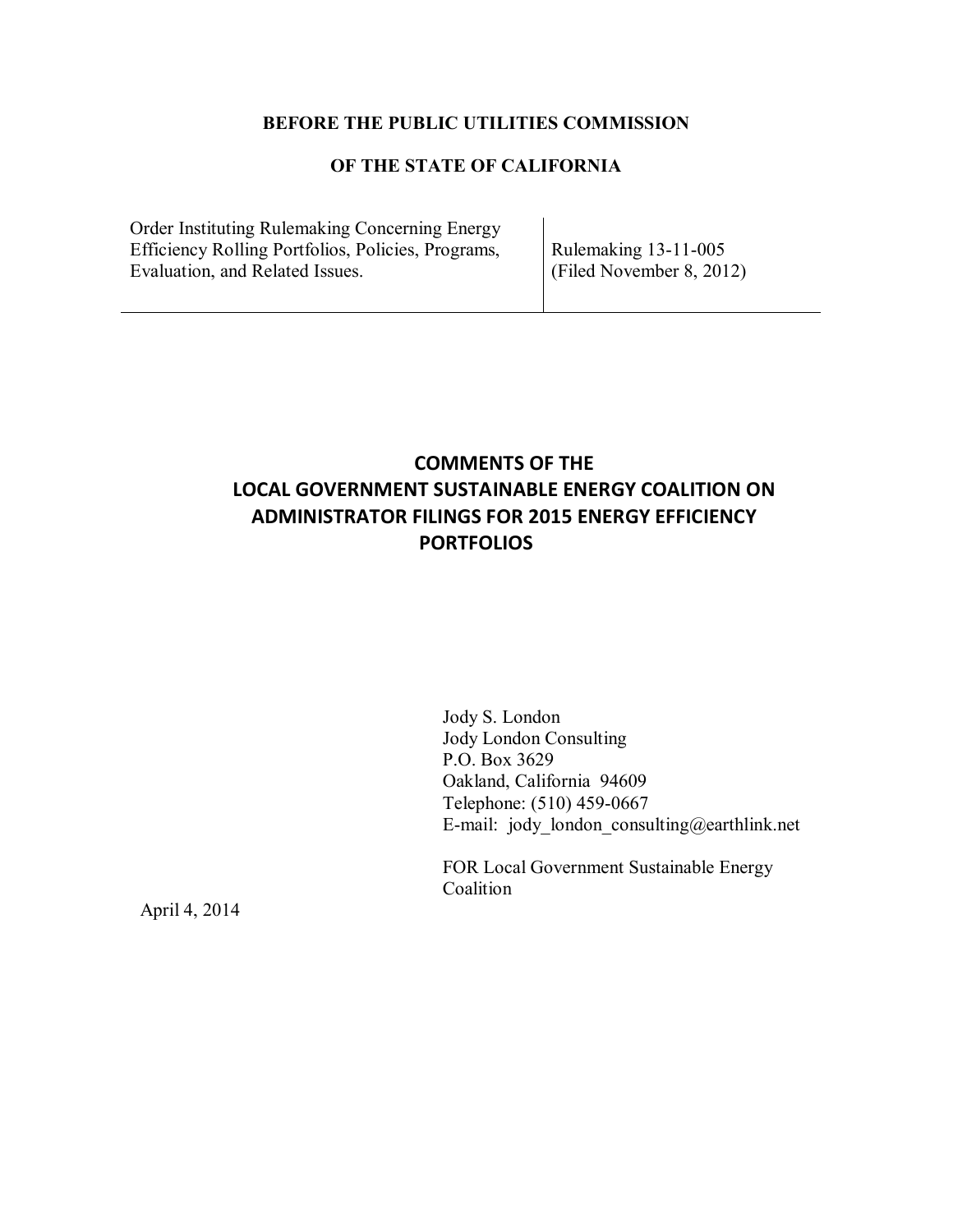**BEFORE THE PUBLIC UTILITIES COMMISSION**

**OF THE STATE OF CALIFORNIA**

| | |
|---|---|
| Order Instituting Rulemaking Concerning Energy Efficiency Rolling Portfolios, Policies, Programs, Evaluation, and Related Issues. | Rulemaking 13-11-005 (Filed November 8, 2012) |

# COMMENTS OF THE LOCAL GOVERNMENT SUSTAINABLE ENERGY COALITION ON ADMINISTRATOR FILINGS FOR 2015 ENERGY EFFICIENCY PORTFOLIOS

Jody S. London
Jody London Consulting
P.O. Box 3629
Oakland, California 94609
Telephone: (510) 459-0667
E-mail: jody_london_consulting@earthlink.net

FOR Local Government Sustainable Energy Coalition

April 4, 2014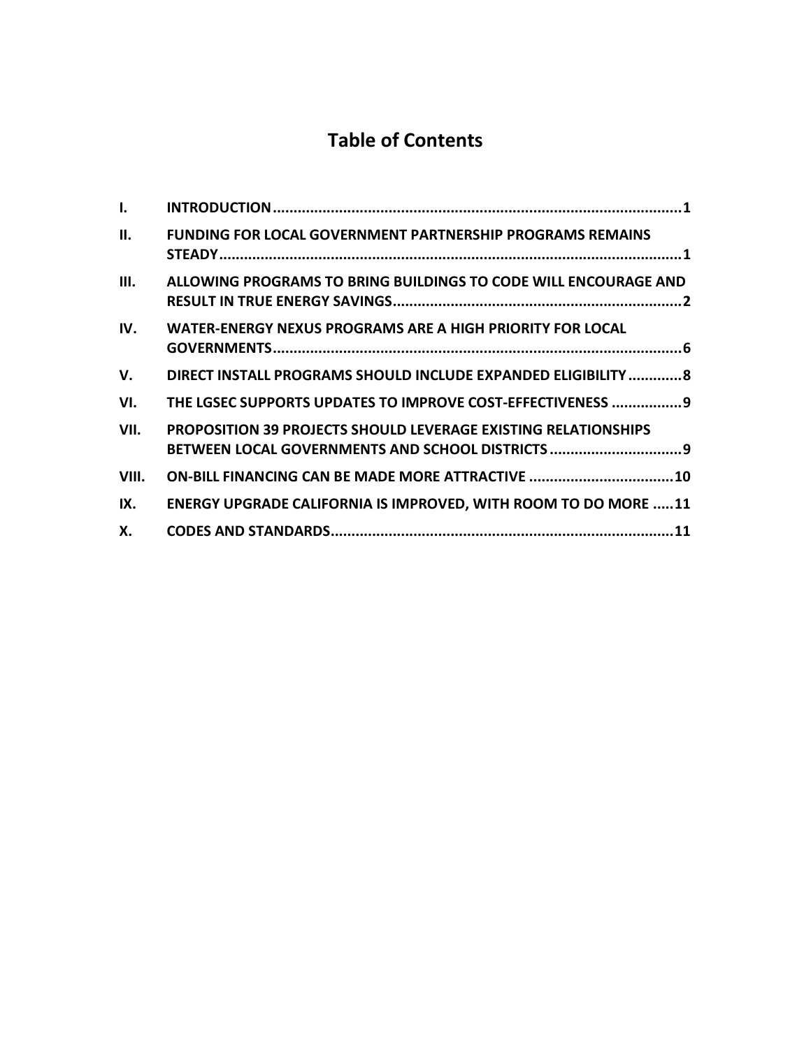# Table of Contents

I. INTRODUCTION ... 1

II. FUNDING FOR LOCAL GOVERNMENT PARTNERSHIP PROGRAMS REMAINS STEADY ... 1

III. ALLOWING PROGRAMS TO BRING BUILDINGS TO CODE WILL ENCOURAGE AND RESULT IN TRUE ENERGY SAVINGS ... 2

IV. WATER-ENERGY NEXUS PROGRAMS ARE A HIGH PRIORITY FOR LOCAL GOVERNMENTS ... 6

V. DIRECT INSTALL PROGRAMS SHOULD INCLUDE EXPANDED ELIGIBILITY ... 8

VI. THE LGSEC SUPPORTS UPDATES TO IMPROVE COST-EFFECTIVENESS ... 9

VII. PROPOSITION 39 PROJECTS SHOULD LEVERAGE EXISTING RELATIONSHIPS BETWEEN LOCAL GOVERNMENTS AND SCHOOL DISTRICTS ... 9

VIII. ON-BILL FINANCING CAN BE MADE MORE ATTRACTIVE ... 10

IX. ENERGY UPGRADE CALIFORNIA IS IMPROVED, WITH ROOM TO DO MORE ... 11

X. CODES AND STANDARDS ... 11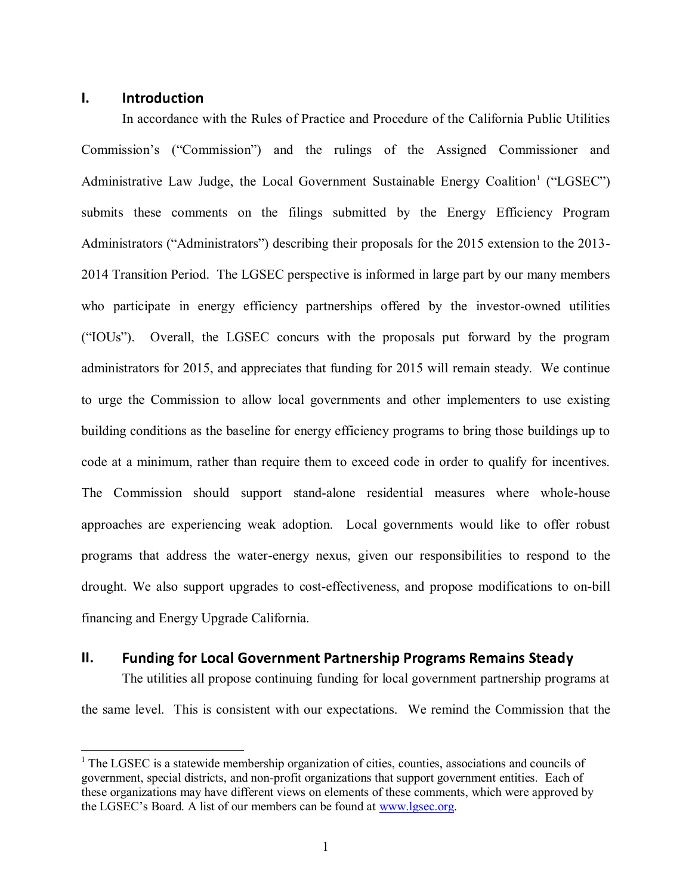## I. Introduction

In accordance with the Rules of Practice and Procedure of the California Public Utilities Commission's ("Commission") and the rulings of the Assigned Commissioner and Administrative Law Judge, the Local Government Sustainable Energy Coalition[1] ("LGSEC") submits these comments on the filings submitted by the Energy Efficiency Program Administrators ("Administrators") describing their proposals for the 2015 extension to the 2013-2014 Transition Period. The LGSEC perspective is informed in large part by our many members who participate in energy efficiency partnerships offered by the investor-owned utilities ("IOUs"). Overall, the LGSEC concurs with the proposals put forward by the program administrators for 2015, and appreciates that funding for 2015 will remain steady. We continue to urge the Commission to allow local governments and other implementers to use existing building conditions as the baseline for energy efficiency programs to bring those buildings up to code at a minimum, rather than require them to exceed code in order to qualify for incentives. The Commission should support stand-alone residential measures where whole-house approaches are experiencing weak adoption. Local governments would like to offer robust programs that address the water-energy nexus, given our responsibilities to respond to the drought. We also support upgrades to cost-effectiveness, and propose modifications to on-bill financing and Energy Upgrade California.

## II. Funding for Local Government Partnership Programs Remains Steady

The utilities all propose continuing funding for local government partnership programs at the same level. This is consistent with our expectations. We remind the Commission that the

---

[1] The LGSEC is a statewide membership organization of cities, counties, associations and councils of government, special districts, and non-profit organizations that support government entities. Each of these organizations may have different views on elements of these comments, which were approved by the LGSEC's Board. A list of our members can be found at www.lgsec.org.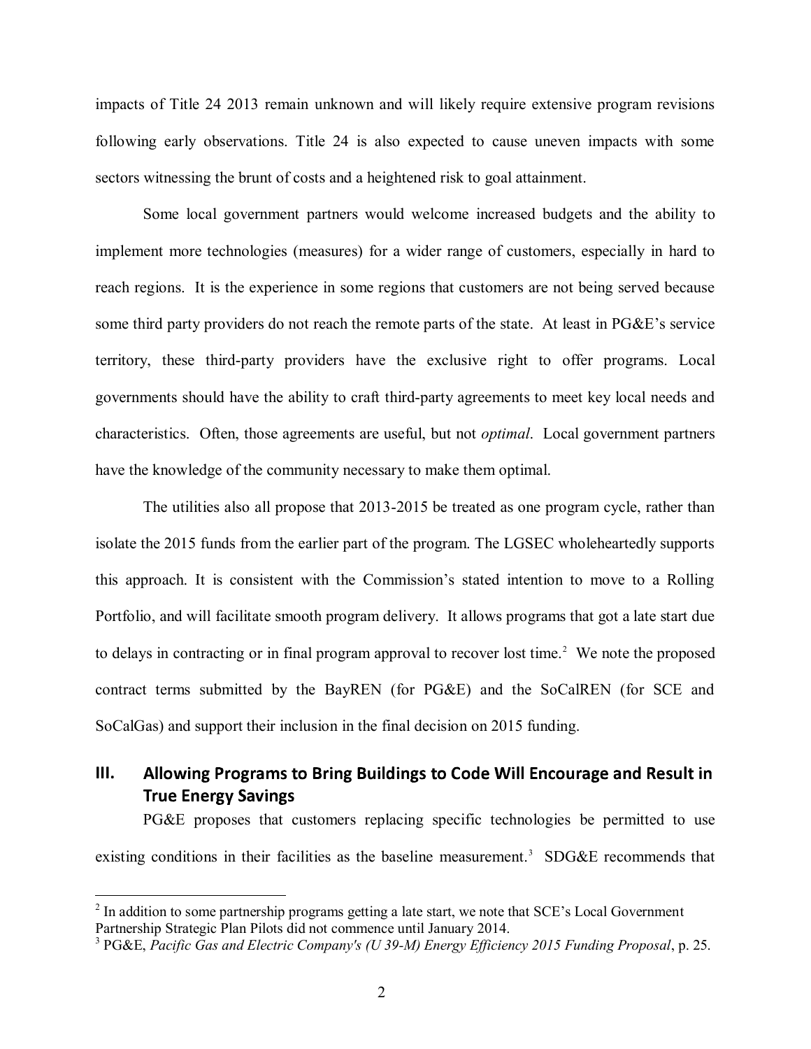impacts of Title 24 2013 remain unknown and will likely require extensive program revisions following early observations. Title 24 is also expected to cause uneven impacts with some sectors witnessing the brunt of costs and a heightened risk to goal attainment.

Some local government partners would welcome increased budgets and the ability to implement more technologies (measures) for a wider range of customers, especially in hard to reach regions. It is the experience in some regions that customers are not being served because some third party providers do not reach the remote parts of the state. At least in PG&E's service territory, these third-party providers have the exclusive right to offer programs. Local governments should have the ability to craft third-party agreements to meet key local needs and characteristics. Often, those agreements are useful, but not *optimal*. Local government partners have the knowledge of the community necessary to make them optimal.

The utilities also all propose that 2013-2015 be treated as one program cycle, rather than isolate the 2015 funds from the earlier part of the program. The LGSEC wholeheartedly supports this approach. It is consistent with the Commission's stated intention to move to a Rolling Portfolio, and will facilitate smooth program delivery. It allows programs that got a late start due to delays in contracting or in final program approval to recover lost time.[2] We note the proposed contract terms submitted by the BayREN (for PG&E) and the SoCalREN (for SCE and SoCalGas) and support their inclusion in the final decision on 2015 funding.

## III. Allowing Programs to Bring Buildings to Code Will Encourage and Result in True Energy Savings

PG&E proposes that customers replacing specific technologies be permitted to use existing conditions in their facilities as the baseline measurement.[3] SDG&E recommends that

[2] In addition to some partnership programs getting a late start, we note that SCE's Local Government Partnership Strategic Plan Pilots did not commence until January 2014.

[3] PG&E, *Pacific Gas and Electric Company's (U 39-M) Energy Efficiency 2015 Funding Proposal*, p. 25.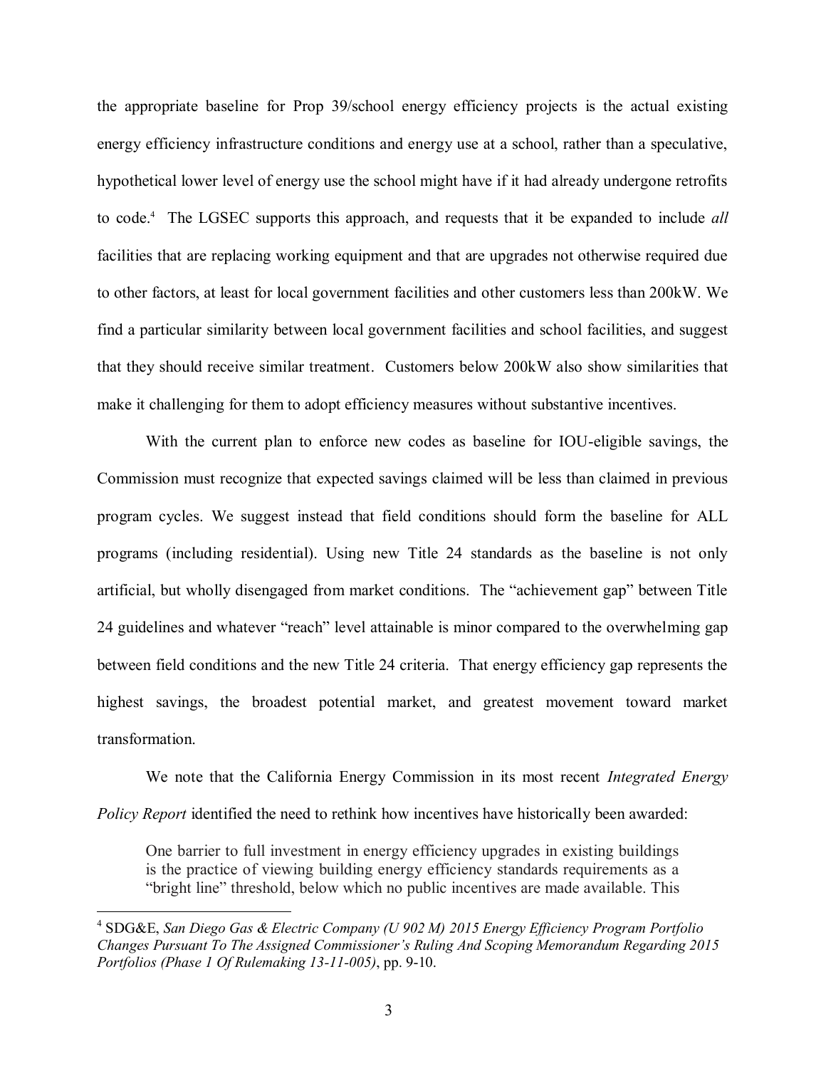the appropriate baseline for Prop 39/school energy efficiency projects is the actual existing energy efficiency infrastructure conditions and energy use at a school, rather than a speculative, hypothetical lower level of energy use the school might have if it had already undergone retrofits to code.[4] The LGSEC supports this approach, and requests that it be expanded to include *all* facilities that are replacing working equipment and that are upgrades not otherwise required due to other factors, at least for local government facilities and other customers less than 200kW. We find a particular similarity between local government facilities and school facilities, and suggest that they should receive similar treatment. Customers below 200kW also show similarities that make it challenging for them to adopt efficiency measures without substantive incentives.

With the current plan to enforce new codes as baseline for IOU-eligible savings, the Commission must recognize that expected savings claimed will be less than claimed in previous program cycles. We suggest instead that field conditions should form the baseline for ALL programs (including residential). Using new Title 24 standards as the baseline is not only artificial, but wholly disengaged from market conditions. The "achievement gap" between Title 24 guidelines and whatever "reach" level attainable is minor compared to the overwhelming gap between field conditions and the new Title 24 criteria. That energy efficiency gap represents the highest savings, the broadest potential market, and greatest movement toward market transformation.

We note that the California Energy Commission in its most recent *Integrated Energy Policy Report* identified the need to rethink how incentives have historically been awarded:

> One barrier to full investment in energy efficiency upgrades in existing buildings is the practice of viewing building energy efficiency standards requirements as a "bright line" threshold, below which no public incentives are made available. This

---

[4] SDG&E, *San Diego Gas & Electric Company (U 902 M) 2015 Energy Efficiency Program Portfolio Changes Pursuant To The Assigned Commissioner's Ruling And Scoping Memorandum Regarding 2015 Portfolios (Phase 1 Of Rulemaking 13-11-005)*, pp. 9-10.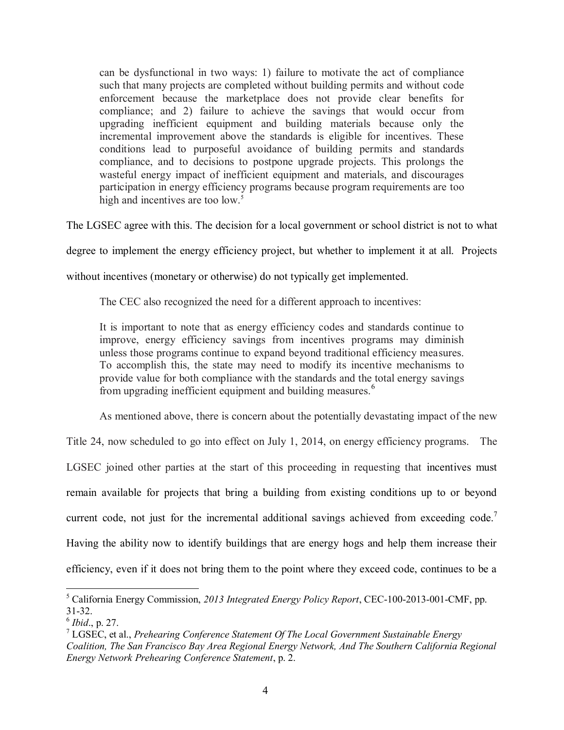> can be dysfunctional in two ways: 1) failure to motivate the act of compliance such that many projects are completed without building permits and without code enforcement because the marketplace does not provide clear benefits for compliance; and 2) failure to achieve the savings that would occur from upgrading inefficient equipment and building materials because only the incremental improvement above the standards is eligible for incentives. These conditions lead to purposeful avoidance of building permits and standards compliance, and to decisions to postpone upgrade projects. This prolongs the wasteful energy impact of inefficient equipment and materials, and discourages participation in energy efficiency programs because program requirements are too high and incentives are too low.[5]

The LGSEC agree with this. The decision for a local government or school district is not to what degree to implement the energy efficiency project, but whether to implement it at all. Projects without incentives (monetary or otherwise) do not typically get implemented.

The CEC also recognized the need for a different approach to incentives:

> It is important to note that as energy efficiency codes and standards continue to improve, energy efficiency savings from incentives programs may diminish unless those programs continue to expand beyond traditional efficiency measures. To accomplish this, the state may need to modify its incentive mechanisms to provide value for both compliance with the standards and the total energy savings from upgrading inefficient equipment and building measures.[6]

As mentioned above, there is concern about the potentially devastating impact of the new Title 24, now scheduled to go into effect on July 1, 2014, on energy efficiency programs. The LGSEC joined other parties at the start of this proceeding in requesting that incentives must remain available for projects that bring a building from existing conditions up to or beyond current code, not just for the incremental additional savings achieved from exceeding code.[7] Having the ability now to identify buildings that are energy hogs and help them increase their efficiency, even if it does not bring them to the point where they exceed code, continues to be a

---

[5] California Energy Commission, *2013 Integrated Energy Policy Report*, CEC-100-2013-001-CMF, pp. 31-32.

[6] *Ibid*., p. 27.

[7] LGSEC, et al., *Prehearing Conference Statement Of The Local Government Sustainable Energy Coalition, The San Francisco Bay Area Regional Energy Network, And The Southern California Regional Energy Network Prehearing Conference Statement*, p. 2.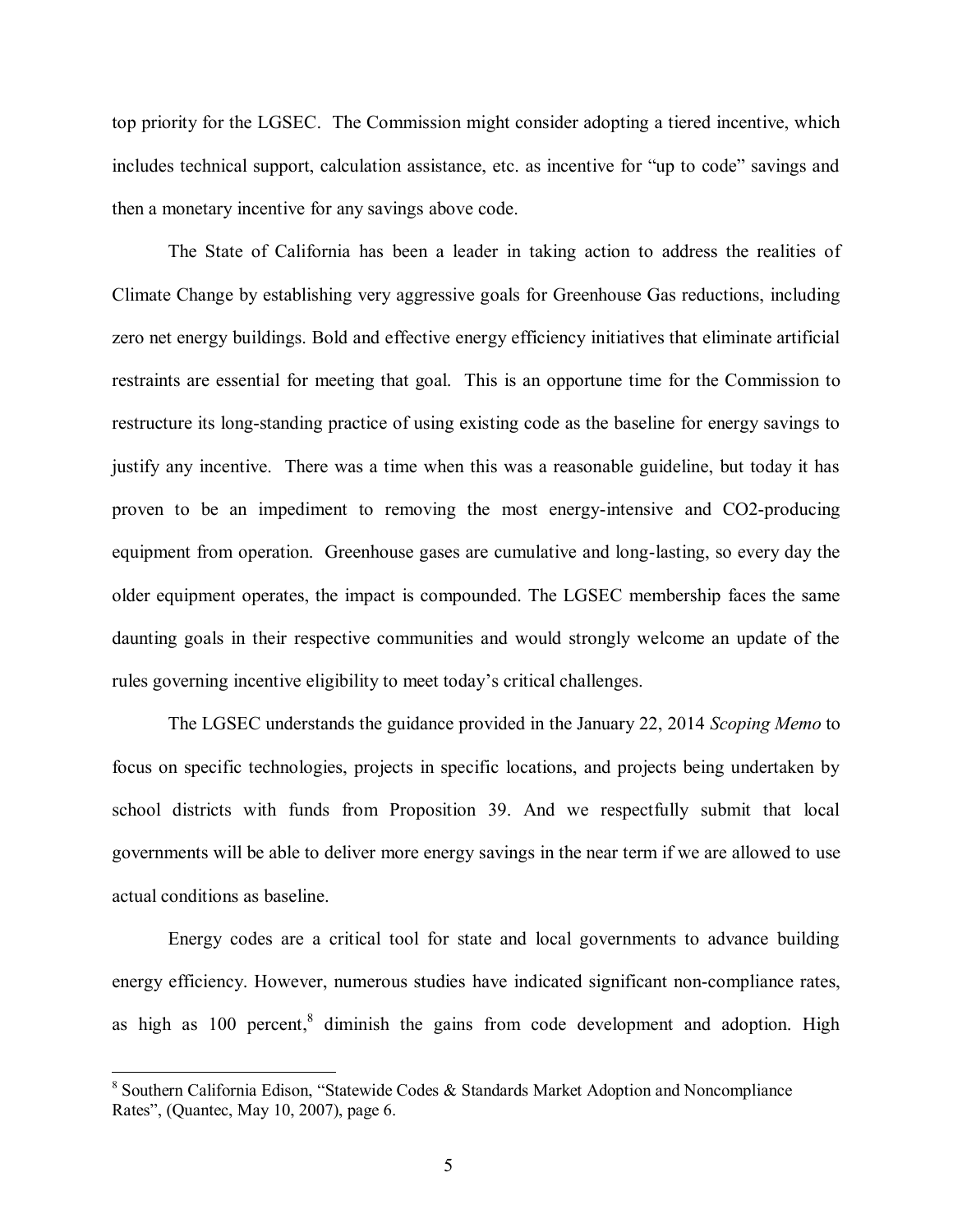top priority for the LGSEC. The Commission might consider adopting a tiered incentive, which includes technical support, calculation assistance, etc. as incentive for "up to code" savings and then a monetary incentive for any savings above code.

The State of California has been a leader in taking action to address the realities of Climate Change by establishing very aggressive goals for Greenhouse Gas reductions, including zero net energy buildings. Bold and effective energy efficiency initiatives that eliminate artificial restraints are essential for meeting that goal. This is an opportune time for the Commission to restructure its long-standing practice of using existing code as the baseline for energy savings to justify any incentive. There was a time when this was a reasonable guideline, but today it has proven to be an impediment to removing the most energy-intensive and $CO_2$-producing equipment from operation. Greenhouse gases are cumulative and long-lasting, so every day the older equipment operates, the impact is compounded. The LGSEC membership faces the same daunting goals in their respective communities and would strongly welcome an update of the rules governing incentive eligibility to meet today's critical challenges.

The LGSEC understands the guidance provided in the January 22, 2014 *Scoping Memo* to focus on specific technologies, projects in specific locations, and projects being undertaken by school districts with funds from Proposition 39. And we respectfully submit that local governments will be able to deliver more energy savings in the near term if we are allowed to use actual conditions as baseline.

Energy codes are a critical tool for state and local governments to advance building energy efficiency. However, numerous studies have indicated significant non-compliance rates, as high as 100 percent,[8] diminish the gains from code development and adoption. High

---

[8] Southern California Edison, "Statewide Codes & Standards Market Adoption and Noncompliance Rates", (Quantec, May 10, 2007), page 6.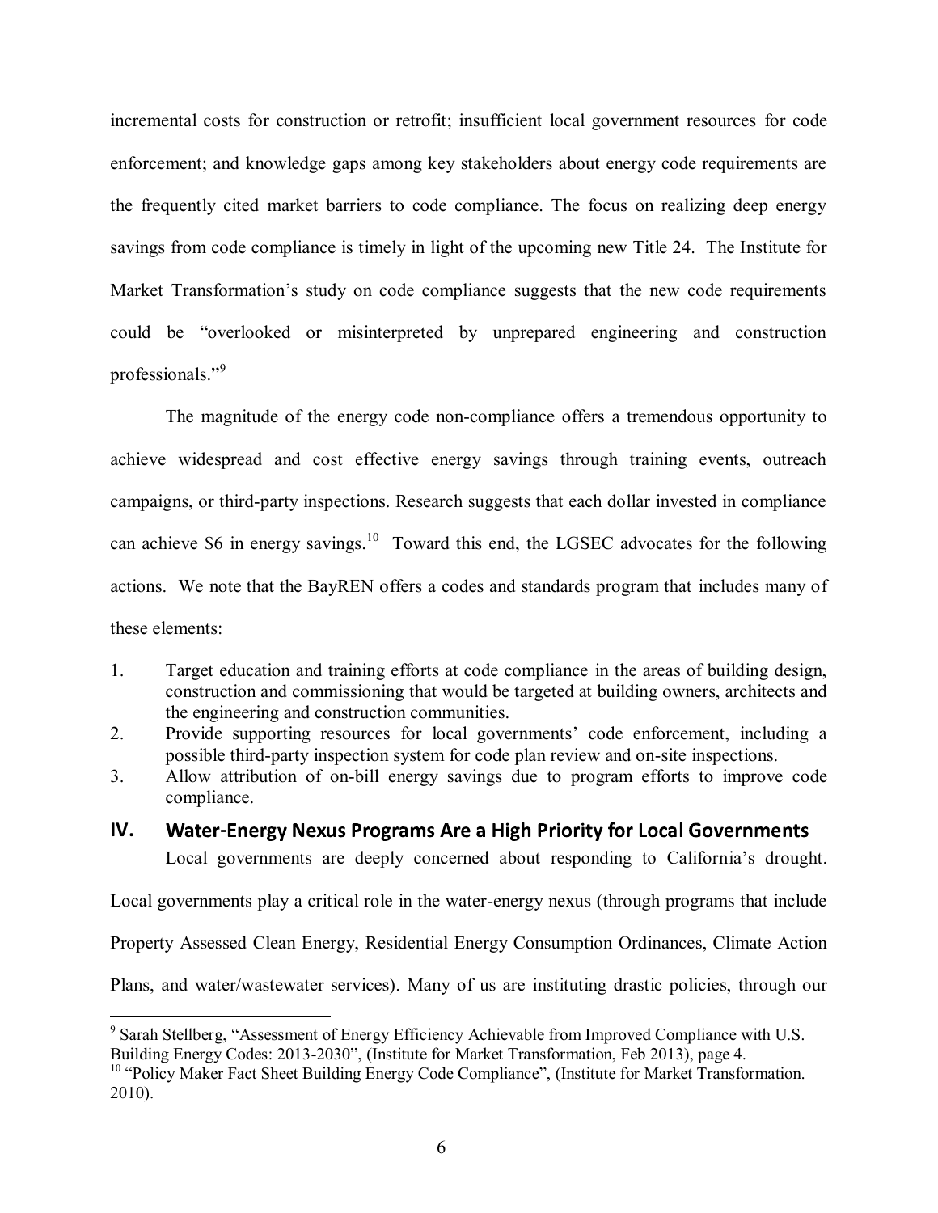incremental costs for construction or retrofit; insufficient local government resources for code enforcement; and knowledge gaps among key stakeholders about energy code requirements are the frequently cited market barriers to code compliance. The focus on realizing deep energy savings from code compliance is timely in light of the upcoming new Title 24. The Institute for Market Transformation's study on code compliance suggests that the new code requirements could be "overlooked or misinterpreted by unprepared engineering and construction professionals."[9]

The magnitude of the energy code non-compliance offers a tremendous opportunity to achieve widespread and cost effective energy savings through training events, outreach campaigns, or third-party inspections. Research suggests that each dollar invested in compliance can achieve $6 in energy savings.[10] Toward this end, the LGSEC advocates for the following actions. We note that the BayREN offers a codes and standards program that includes many of these elements:

1. Target education and training efforts at code compliance in the areas of building design, construction and commissioning that would be targeted at building owners, architects and the engineering and construction communities.
2. Provide supporting resources for local governments' code enforcement, including a possible third-party inspection system for code plan review and on-site inspections.
3. Allow attribution of on-bill energy savings due to program efforts to improve code compliance.

## IV. Water-Energy Nexus Programs Are a High Priority for Local Governments

Local governments are deeply concerned about responding to California's drought. Local governments play a critical role in the water-energy nexus (through programs that include Property Assessed Clean Energy, Residential Energy Consumption Ordinances, Climate Action Plans, and water/wastewater services). Many of us are instituting drastic policies, through our

---

[9] Sarah Stellberg, "Assessment of Energy Efficiency Achievable from Improved Compliance with U.S. Building Energy Codes: 2013-2030", (Institute for Market Transformation, Feb 2013), page 4.

[10] "Policy Maker Fact Sheet Building Energy Code Compliance", (Institute for Market Transformation. 2010).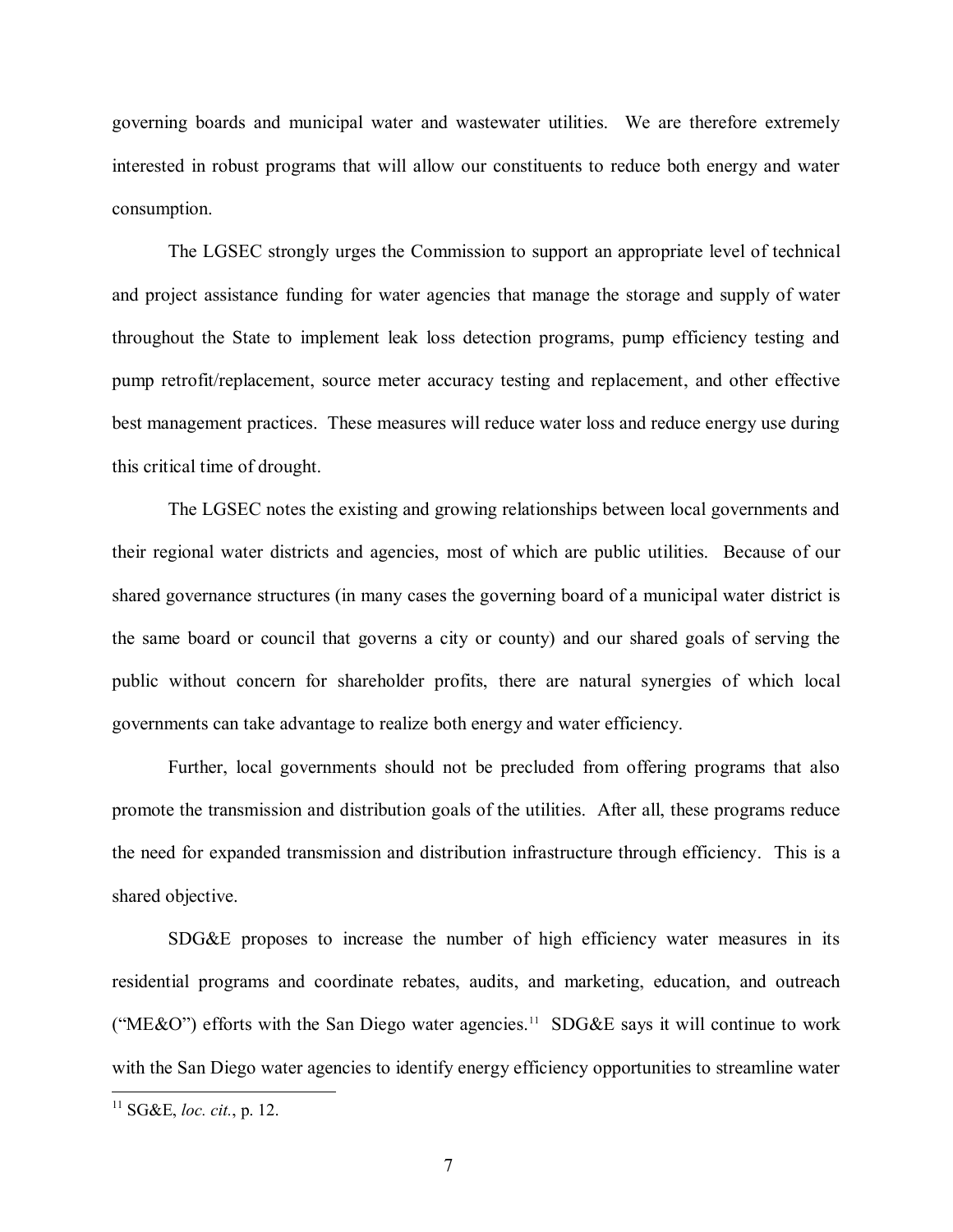governing boards and municipal water and wastewater utilities. We are therefore extremely interested in robust programs that will allow our constituents to reduce both energy and water consumption.

The LGSEC strongly urges the Commission to support an appropriate level of technical and project assistance funding for water agencies that manage the storage and supply of water throughout the State to implement leak loss detection programs, pump efficiency testing and pump retrofit/replacement, source meter accuracy testing and replacement, and other effective best management practices. These measures will reduce water loss and reduce energy use during this critical time of drought.

The LGSEC notes the existing and growing relationships between local governments and their regional water districts and agencies, most of which are public utilities. Because of our shared governance structures (in many cases the governing board of a municipal water district is the same board or council that governs a city or county) and our shared goals of serving the public without concern for shareholder profits, there are natural synergies of which local governments can take advantage to realize both energy and water efficiency.

Further, local governments should not be precluded from offering programs that also promote the transmission and distribution goals of the utilities. After all, these programs reduce the need for expanded transmission and distribution infrastructure through efficiency. This is a shared objective.

SDG&E proposes to increase the number of high efficiency water measures in its residential programs and coordinate rebates, audits, and marketing, education, and outreach ("ME&O") efforts with the San Diego water agencies.[11] SDG&E says it will continue to work with the San Diego water agencies to identify energy efficiency opportunities to streamline water

---

[11] SG&E, *loc. cit.*, p. 12.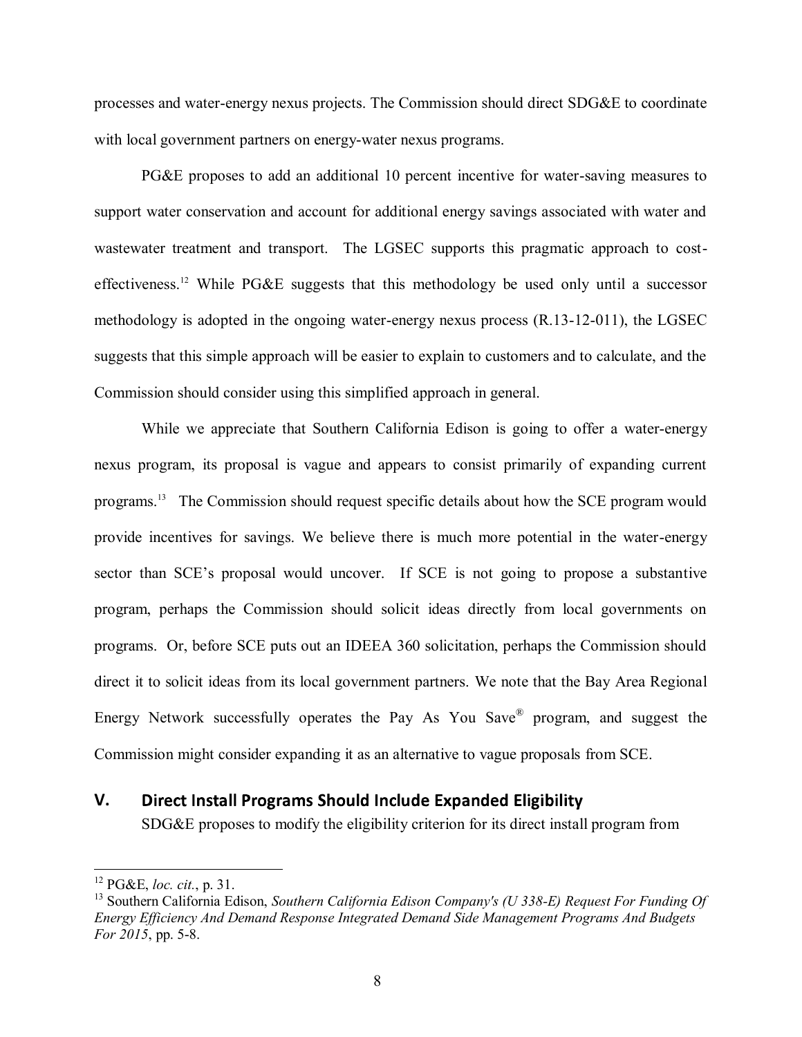processes and water-energy nexus projects. The Commission should direct SDG&E to coordinate with local government partners on energy-water nexus programs.

PG&E proposes to add an additional 10 percent incentive for water-saving measures to support water conservation and account for additional energy savings associated with water and wastewater treatment and transport. The LGSEC supports this pragmatic approach to cost-effectiveness.[12] While PG&E suggests that this methodology be used only until a successor methodology is adopted in the ongoing water-energy nexus process (R.13-12-011), the LGSEC suggests that this simple approach will be easier to explain to customers and to calculate, and the Commission should consider using this simplified approach in general.

While we appreciate that Southern California Edison is going to offer a water-energy nexus program, its proposal is vague and appears to consist primarily of expanding current programs.[13] The Commission should request specific details about how the SCE program would provide incentives for savings. We believe there is much more potential in the water-energy sector than SCE's proposal would uncover. If SCE is not going to propose a substantive program, perhaps the Commission should solicit ideas directly from local governments on programs. Or, before SCE puts out an IDEEA 360 solicitation, perhaps the Commission should direct it to solicit ideas from its local government partners. We note that the Bay Area Regional Energy Network successfully operates the Pay As You Save® program, and suggest the Commission might consider expanding it as an alternative to vague proposals from SCE.

## V. Direct Install Programs Should Include Expanded Eligibility

SDG&E proposes to modify the eligibility criterion for its direct install program from

---

[12] PG&E, *loc. cit.*, p. 31.

[13] Southern California Edison, *Southern California Edison Company's (U 338-E) Request For Funding Of Energy Efficiency And Demand Response Integrated Demand Side Management Programs And Budgets For 2015*, pp. 5-8.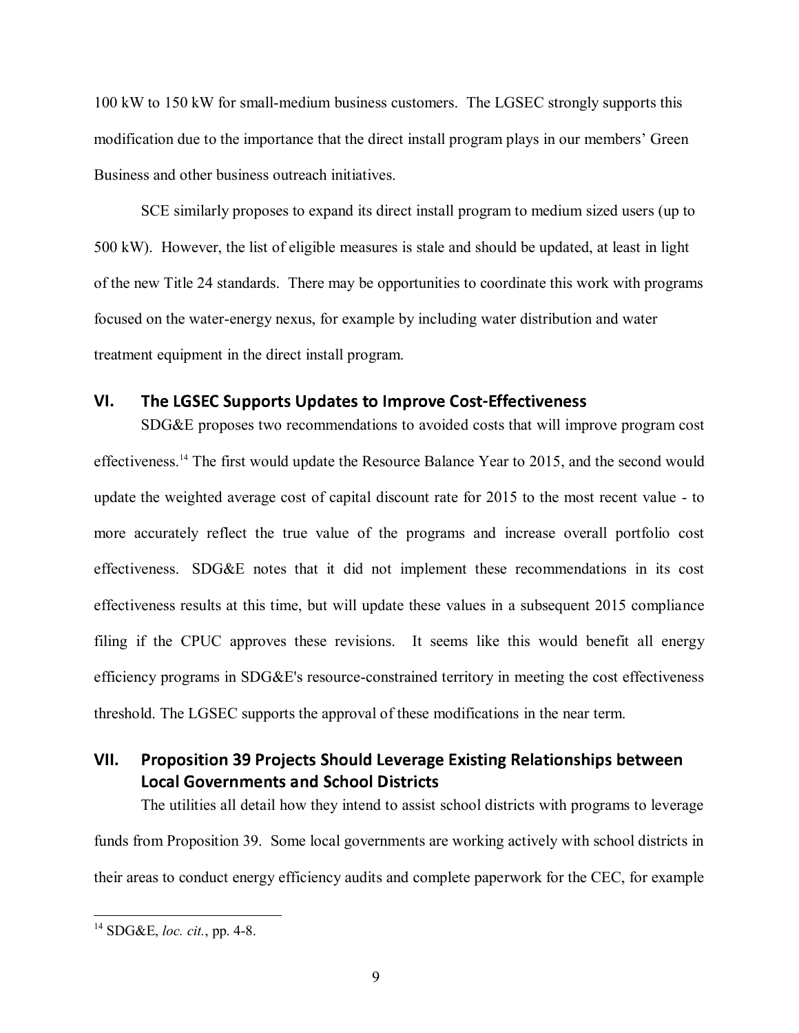100 kW to 150 kW for small-medium business customers. The LGSEC strongly supports this modification due to the importance that the direct install program plays in our members' Green Business and other business outreach initiatives.

SCE similarly proposes to expand its direct install program to medium sized users (up to 500 kW). However, the list of eligible measures is stale and should be updated, at least in light of the new Title 24 standards. There may be opportunities to coordinate this work with programs focused on the water-energy nexus, for example by including water distribution and water treatment equipment in the direct install program.

## VI. The LGSEC Supports Updates to Improve Cost-Effectiveness

SDG&E proposes two recommendations to avoided costs that will improve program cost effectiveness.[14] The first would update the Resource Balance Year to 2015, and the second would update the weighted average cost of capital discount rate for 2015 to the most recent value - to more accurately reflect the true value of the programs and increase overall portfolio cost effectiveness. SDG&E notes that it did not implement these recommendations in its cost effectiveness results at this time, but will update these values in a subsequent 2015 compliance filing if the CPUC approves these revisions. It seems like this would benefit all energy efficiency programs in SDG&E's resource-constrained territory in meeting the cost effectiveness threshold. The LGSEC supports the approval of these modifications in the near term.

## VII. Proposition 39 Projects Should Leverage Existing Relationships between Local Governments and School Districts

The utilities all detail how they intend to assist school districts with programs to leverage funds from Proposition 39. Some local governments are working actively with school districts in their areas to conduct energy efficiency audits and complete paperwork for the CEC, for example

---

[14] SDG&E, *loc. cit.*, pp. 4-8.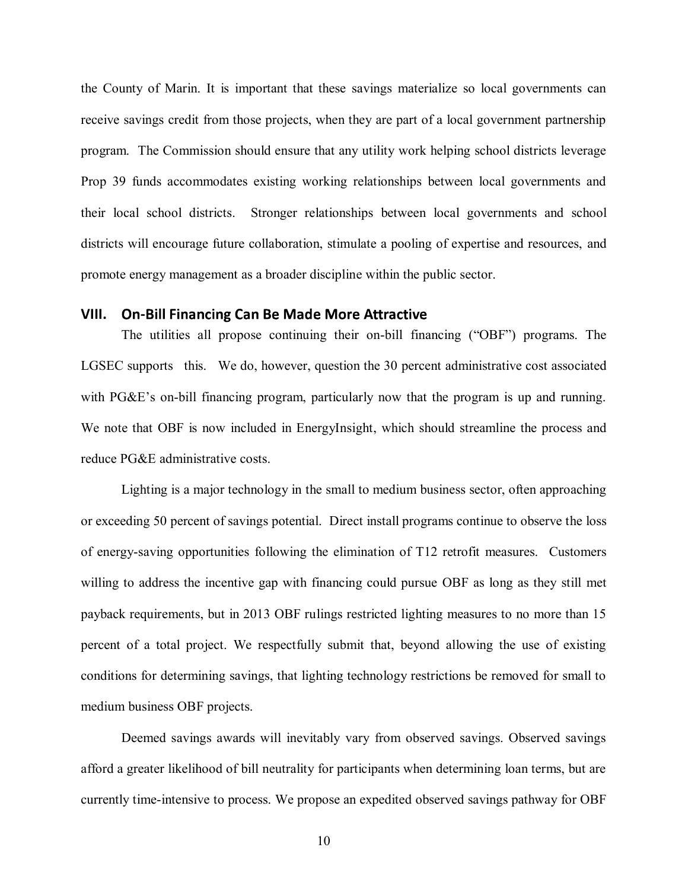the County of Marin. It is important that these savings materialize so local governments can receive savings credit from those projects, when they are part of a local government partnership program. The Commission should ensure that any utility work helping school districts leverage Prop 39 funds accommodates existing working relationships between local governments and their local school districts. Stronger relationships between local governments and school districts will encourage future collaboration, stimulate a pooling of expertise and resources, and promote energy management as a broader discipline within the public sector.

## VIII. On-Bill Financing Can Be Made More Attractive

The utilities all propose continuing their on-bill financing ("OBF") programs. The LGSEC supports this. We do, however, question the 30 percent administrative cost associated with PG&E's on-bill financing program, particularly now that the program is up and running. We note that OBF is now included in EnergyInsight, which should streamline the process and reduce PG&E administrative costs.

Lighting is a major technology in the small to medium business sector, often approaching or exceeding 50 percent of savings potential. Direct install programs continue to observe the loss of energy-saving opportunities following the elimination of T12 retrofit measures. Customers willing to address the incentive gap with financing could pursue OBF as long as they still met payback requirements, but in 2013 OBF rulings restricted lighting measures to no more than 15 percent of a total project. We respectfully submit that, beyond allowing the use of existing conditions for determining savings, that lighting technology restrictions be removed for small to medium business OBF projects.

Deemed savings awards will inevitably vary from observed savings. Observed savings afford a greater likelihood of bill neutrality for participants when determining loan terms, but are currently time-intensive to process. We propose an expedited observed savings pathway for OBF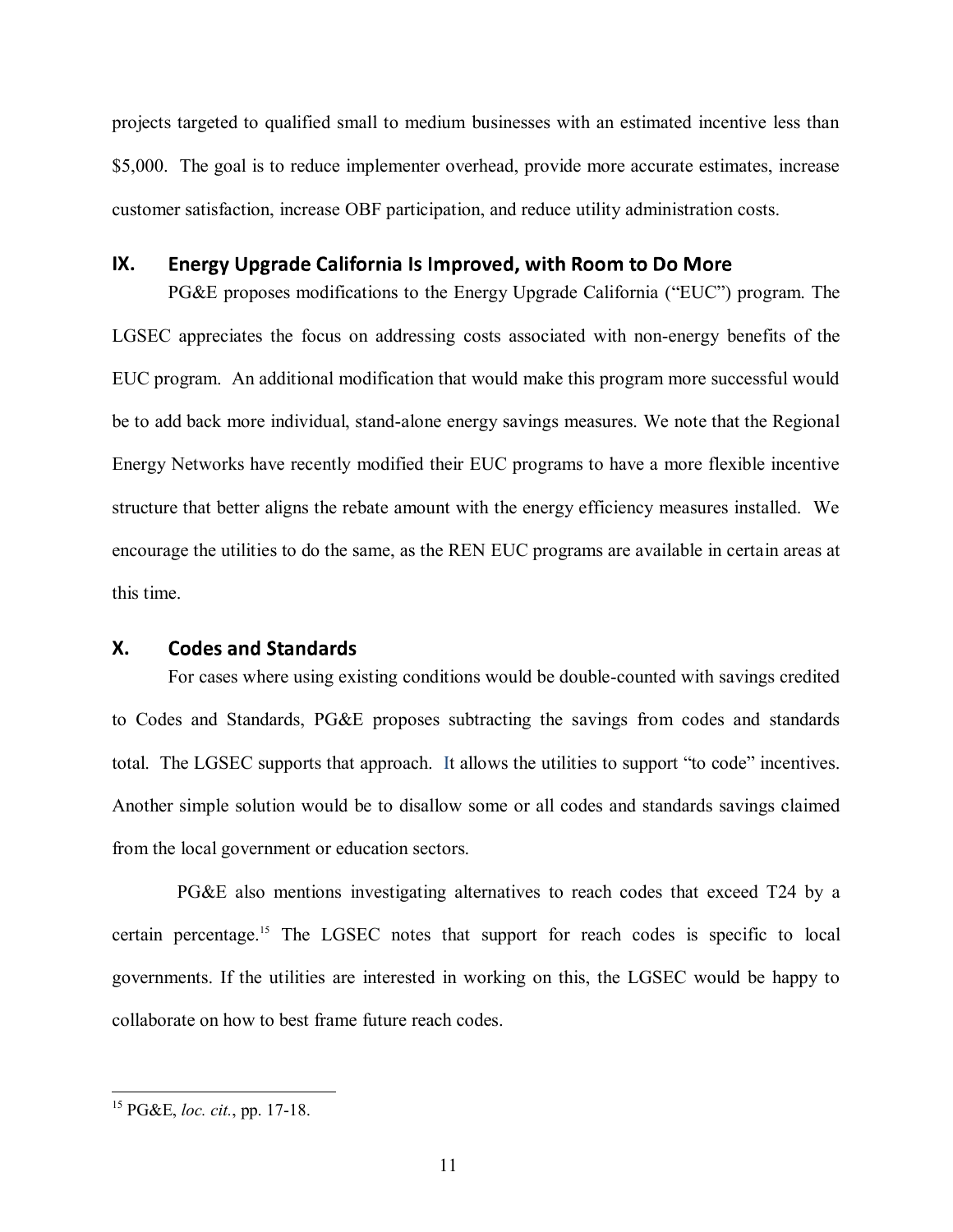projects targeted to qualified small to medium businesses with an estimated incentive less than $5,000. The goal is to reduce implementer overhead, provide more accurate estimates, increase customer satisfaction, increase OBF participation, and reduce utility administration costs.

## IX. Energy Upgrade California Is Improved, with Room to Do More

PG&E proposes modifications to the Energy Upgrade California ("EUC") program. The LGSEC appreciates the focus on addressing costs associated with non-energy benefits of the EUC program. An additional modification that would make this program more successful would be to add back more individual, stand-alone energy savings measures. We note that the Regional Energy Networks have recently modified their EUC programs to have a more flexible incentive structure that better aligns the rebate amount with the energy efficiency measures installed. We encourage the utilities to do the same, as the REN EUC programs are available in certain areas at this time.

## X. Codes and Standards

For cases where using existing conditions would be double-counted with savings credited to Codes and Standards, PG&E proposes subtracting the savings from codes and standards total. The LGSEC supports that approach. It allows the utilities to support "to code" incentives. Another simple solution would be to disallow some or all codes and standards savings claimed from the local government or education sectors.

PG&E also mentions investigating alternatives to reach codes that exceed T24 by a certain percentage.[15] The LGSEC notes that support for reach codes is specific to local governments. If the utilities are interested in working on this, the LGSEC would be happy to collaborate on how to best frame future reach codes.

[15] PG&E, *loc. cit.*, pp. 17-18.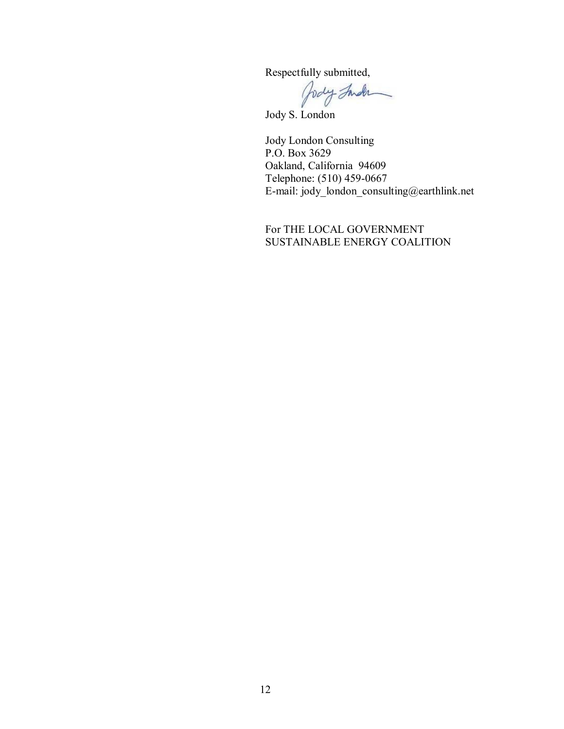Respectfully submitted,

Jody S. London

Jody London Consulting
P.O. Box 3629
Oakland, California 94609
Telephone: (510) 459-0667
E-mail: jody_london_consulting@earthlink.net

For THE LOCAL GOVERNMENT
SUSTAINABLE ENERGY COALITION